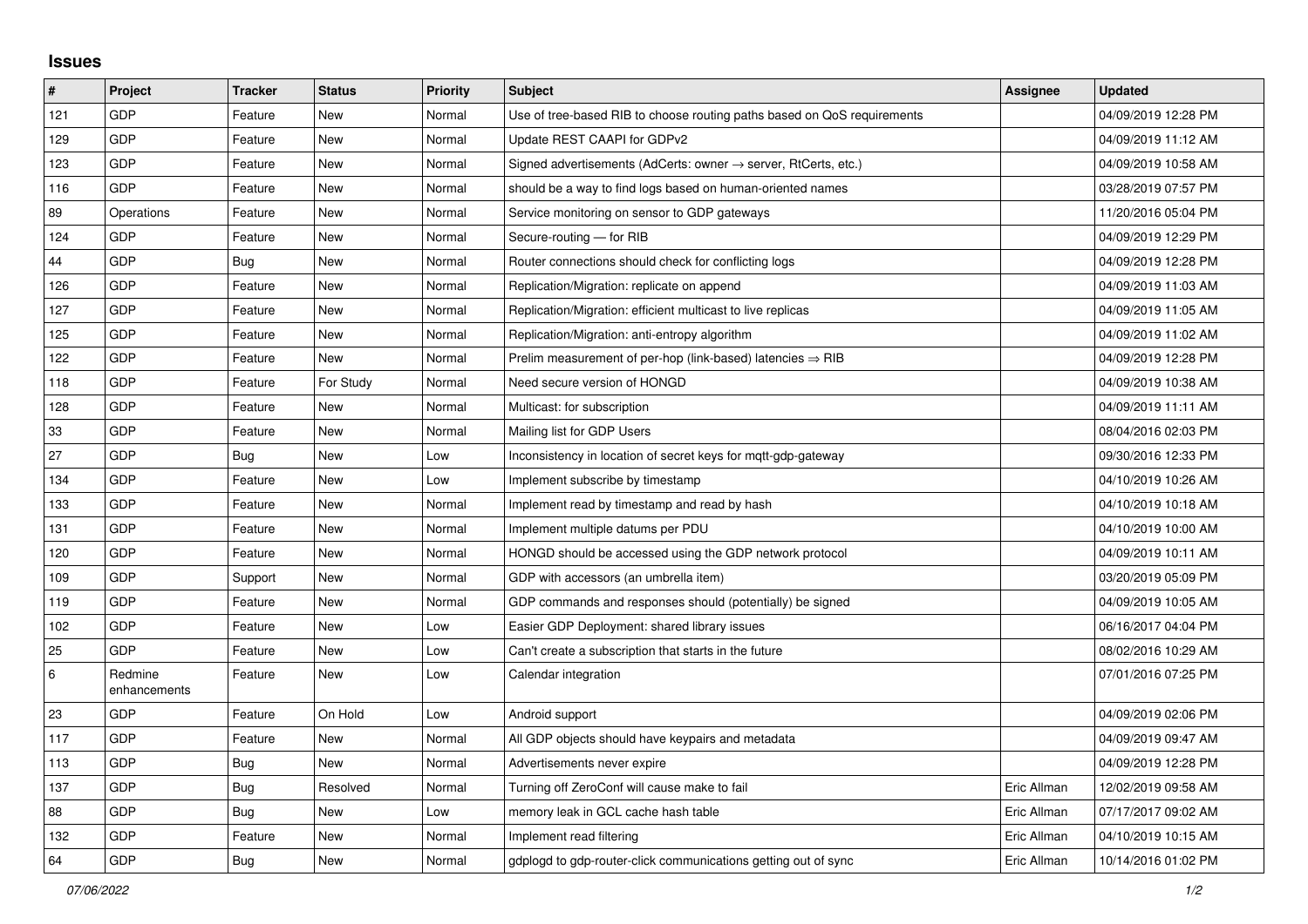## Issues

| # | Project | Tracker | Status | Priority | Subject | Assignee | Updated |
|---|---|---|---|---|---|---|---|
| 121 | GDP | Feature | New | Normal | Use of tree-based RIB to choose routing paths based on QoS requirements | | 04/09/2019 12:28 PM |
| 129 | GDP | Feature | New | Normal | Update REST CAAPI for GDPv2 | | 04/09/2019 11:12 AM |
| 123 | GDP | Feature | New | Normal | Signed advertisements (AdCerts: owner → server, RtCerts, etc.) | | 04/09/2019 10:58 AM |
| 116 | GDP | Feature | New | Normal | should be a way to find logs based on human-oriented names | | 03/28/2019 07:57 PM |
| 89 | Operations | Feature | New | Normal | Service monitoring on sensor to GDP gateways | | 11/20/2016 05:04 PM |
| 124 | GDP | Feature | New | Normal | Secure-routing — for RIB | | 04/09/2019 12:29 PM |
| 44 | GDP | Bug | New | Normal | Router connections should check for conflicting logs | | 04/09/2019 12:28 PM |
| 126 | GDP | Feature | New | Normal | Replication/Migration: replicate on append | | 04/09/2019 11:03 AM |
| 127 | GDP | Feature | New | Normal | Replication/Migration: efficient multicast to live replicas | | 04/09/2019 11:05 AM |
| 125 | GDP | Feature | New | Normal | Replication/Migration: anti-entropy algorithm | | 04/09/2019 11:02 AM |
| 122 | GDP | Feature | New | Normal | Prelim measurement of per-hop (link-based) latencies ⇒ RIB | | 04/09/2019 12:28 PM |
| 118 | GDP | Feature | For Study | Normal | Need secure version of HONGD | | 04/09/2019 10:38 AM |
| 128 | GDP | Feature | New | Normal | Multicast: for subscription | | 04/09/2019 11:11 AM |
| 33 | GDP | Feature | New | Normal | Mailing list for GDP Users | | 08/04/2016 02:03 PM |
| 27 | GDP | Bug | New | Low | Inconsistency in location of secret keys for mqtt-gdp-gateway | | 09/30/2016 12:33 PM |
| 134 | GDP | Feature | New | Low | Implement subscribe by timestamp | | 04/10/2019 10:26 AM |
| 133 | GDP | Feature | New | Normal | Implement read by timestamp and read by hash | | 04/10/2019 10:18 AM |
| 131 | GDP | Feature | New | Normal | Implement multiple datums per PDU | | 04/10/2019 10:00 AM |
| 120 | GDP | Feature | New | Normal | HONGD should be accessed using the GDP network protocol | | 04/09/2019 10:11 AM |
| 109 | GDP | Support | New | Normal | GDP with accessors (an umbrella item) | | 03/20/2019 05:09 PM |
| 119 | GDP | Feature | New | Normal | GDP commands and responses should (potentially) be signed | | 04/09/2019 10:05 AM |
| 102 | GDP | Feature | New | Low | Easier GDP Deployment: shared library issues | | 06/16/2017 04:04 PM |
| 25 | GDP | Feature | New | Low | Can't create a subscription that starts in the future | | 08/02/2016 10:29 AM |
| 6 | Redmine enhancements | Feature | New | Low | Calendar integration | | 07/01/2016 07:25 PM |
| 23 | GDP | Feature | On Hold | Low | Android support | | 04/09/2019 02:06 PM |
| 117 | GDP | Feature | New | Normal | All GDP objects should have keypairs and metadata | | 04/09/2019 09:47 AM |
| 113 | GDP | Bug | New | Normal | Advertisements never expire | | 04/09/2019 12:28 PM |
| 137 | GDP | Bug | Resolved | Normal | Turning off ZeroConf will cause make to fail | Eric Allman | 12/02/2019 09:58 AM |
| 88 | GDP | Bug | New | Low | memory leak in GCL cache hash table | Eric Allman | 07/17/2017 09:02 AM |
| 132 | GDP | Feature | New | Normal | Implement read filtering | Eric Allman | 04/10/2019 10:15 AM |
| 64 | GDP | Bug | New | Normal | gdplogd to gdp-router-click communications getting out of sync | Eric Allman | 10/14/2016 01:02 PM |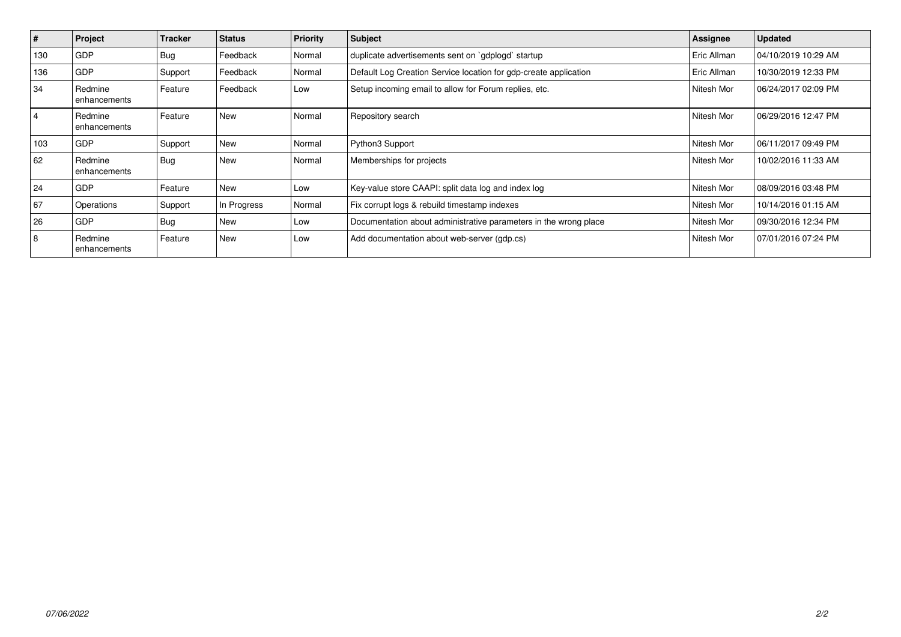| # | Project | Tracker | Status | Priority | Subject | Assignee | Updated |
|---|---|---|---|---|---|---|---|
| 130 | GDP | Bug | Feedback | Normal | duplicate advertisements sent on `gdplogd` startup | Eric Allman | 04/10/2019 10:29 AM |
| 136 | GDP | Support | Feedback | Normal | Default Log Creation Service location for gdp-create application | Eric Allman | 10/30/2019 12:33 PM |
| 34 | Redmine enhancements | Feature | Feedback | Low | Setup incoming email to allow for Forum replies, etc. | Nitesh Mor | 06/24/2017 02:09 PM |
| 4 | Redmine enhancements | Feature | New | Normal | Repository search | Nitesh Mor | 06/29/2016 12:47 PM |
| 103 | GDP | Support | New | Normal | Python3 Support | Nitesh Mor | 06/11/2017 09:49 PM |
| 62 | Redmine enhancements | Bug | New | Normal | Memberships for projects | Nitesh Mor | 10/02/2016 11:33 AM |
| 24 | GDP | Feature | New | Low | Key-value store CAAPI: split data log and index log | Nitesh Mor | 08/09/2016 03:48 PM |
| 67 | Operations | Support | In Progress | Normal | Fix corrupt logs & rebuild timestamp indexes | Nitesh Mor | 10/14/2016 01:15 AM |
| 26 | GDP | Bug | New | Low | Documentation about administrative parameters in the wrong place | Nitesh Mor | 09/30/2016 12:34 PM |
| 8 | Redmine enhancements | Feature | New | Low | Add documentation about web-server (gdp.cs) | Nitesh Mor | 07/01/2016 07:24 PM |

*07/06/2022*